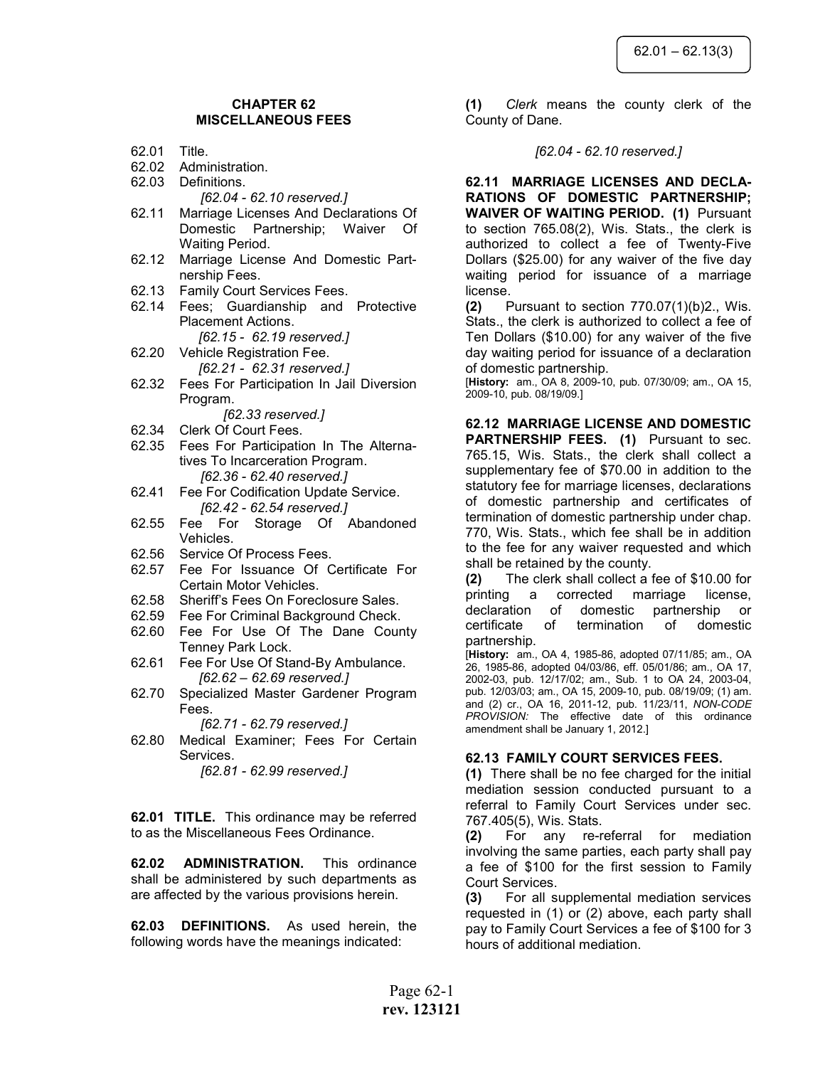# CHAPTER 62
# MISCELLANEOUS FEES

62.01 Title.
62.02 Administration.
62.03 Definitions.
*[62.04 - 62.10 reserved.]*
62.11 Marriage Licenses And Declarations Of Domestic Partnership; Waiver Of Waiting Period.
62.12 Marriage License And Domestic Partnership Fees.
62.13 Family Court Services Fees.
62.14 Fees; Guardianship and Protective Placement Actions.
*[62.15 - 62.19 reserved.]*
62.20 Vehicle Registration Fee.
*[62.21 - 62.31 reserved.]*
62.32 Fees For Participation In Jail Diversion Program.
*[62.33 reserved.]*
62.34 Clerk Of Court Fees.
62.35 Fees For Participation In The Alternatives To Incarceration Program.
*[62.36 - 62.40 reserved.]*
62.41 Fee For Codification Update Service.
*[62.42 - 62.54 reserved.]*
62.55 Fee For Storage Of Abandoned Vehicles.
62.56 Service Of Process Fees.
62.57 Fee For Issuance Of Certificate For Certain Motor Vehicles.
62.58 Sheriff's Fees On Foreclosure Sales.
62.59 Fee For Criminal Background Check.
62.60 Fee For Use Of The Dane County Tenney Park Lock.
62.61 Fee For Use Of Stand-By Ambulance.
*[62.62 – 62.69 reserved.]*
62.70 Specialized Master Gardener Program Fees.
*[62.71 - 62.79 reserved.]*
62.80 Medical Examiner; Fees For Certain Services.
*[62.81 - 62.99 reserved.]*

**62.01 TITLE.** This ordinance may be referred to as the Miscellaneous Fees Ordinance.

**62.02 ADMINISTRATION.** This ordinance shall be administered by such departments as are affected by the various provisions herein.

**62.03 DEFINITIONS.** As used herein, the following words have the meanings indicated:

**(1)** *Clerk* means the county clerk of the County of Dane.

*[62.04 - 62.10 reserved.]*

**62.11 MARRIAGE LICENSES AND DECLARATIONS OF DOMESTIC PARTNERSHIP; WAIVER OF WAITING PERIOD. (1)** Pursuant to section 765.08(2), Wis. Stats., the clerk is authorized to collect a fee of Twenty-Five Dollars ($25.00) for any waiver of the five day waiting period for issuance of a marriage license.

**(2)** Pursuant to section 770.07(1)(b)2., Wis. Stats., the clerk is authorized to collect a fee of Ten Dollars ($10.00) for any waiver of the five day waiting period for issuance of a declaration of domestic partnership.

[**History:** am., OA 8, 2009-10, pub. 07/30/09; am., OA 15, 2009-10, pub. 08/19/09.]

**62.12 MARRIAGE LICENSE AND DOMESTIC PARTNERSHIP FEES. (1)** Pursuant to sec. 765.15, Wis. Stats., the clerk shall collect a supplementary fee of $70.00 in addition to the statutory fee for marriage licenses, declarations of domestic partnership and certificates of termination of domestic partnership under chap. 770, Wis. Stats., which fee shall be in addition to the fee for any waiver requested and which shall be retained by the county.

**(2)** The clerk shall collect a fee of $10.00 for printing a corrected marriage license, declaration of domestic partnership or certificate of termination of domestic partnership.

[**History:** am., OA 4, 1985-86, adopted 07/11/85; am., OA 26, 1985-86, adopted 04/03/86, eff. 05/01/86; am., OA 17, 2002-03, pub. 12/17/02; am., Sub. 1 to OA 24, 2003-04, pub. 12/03/03; am., OA 15, 2009-10, pub. 08/19/09; (1) am. and (2) cr., OA 16, 2011-12, pub. 11/23/11, *NON-CODE PROVISION:* The effective date of this ordinance amendment shall be January 1, 2012.]

**62.13 FAMILY COURT SERVICES FEES.**

**(1)** There shall be no fee charged for the initial mediation session conducted pursuant to a referral to Family Court Services under sec. 767.405(5), Wis. Stats.

**(2)** For any re-referral for mediation involving the same parties, each party shall pay a fee of $100 for the first session to Family Court Services.

**(3)** For all supplemental mediation services requested in (1) or (2) above, each party shall pay to Family Court Services a fee of $100 for 3 hours of additional mediation.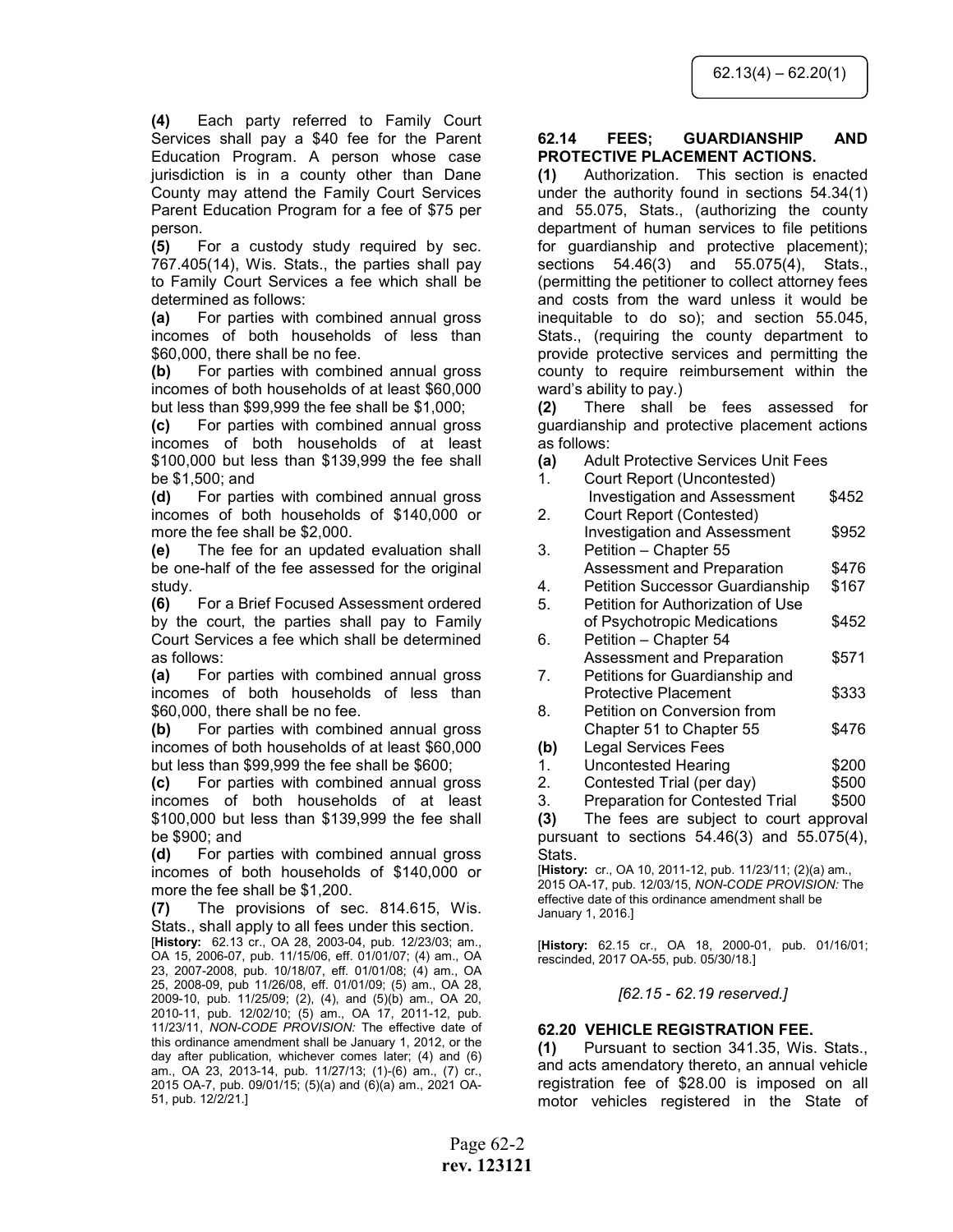**(4)** Each party referred to Family Court Services shall pay a $40 fee for the Parent Education Program. A person whose case jurisdiction is in a county other than Dane County may attend the Family Court Services Parent Education Program for a fee of $75 per person.

**(5)** For a custody study required by sec. 767.405(14), Wis. Stats., the parties shall pay to Family Court Services a fee which shall be determined as follows:

**(a)** For parties with combined annual gross incomes of both households of less than $60,000, there shall be no fee.

**(b)** For parties with combined annual gross incomes of both households of at least $60,000 but less than $99,999 the fee shall be $1,000;

**(c)** For parties with combined annual gross incomes of both households of at least $100,000 but less than $139,999 the fee shall be $1,500; and

**(d)** For parties with combined annual gross incomes of both households of $140,000 or more the fee shall be $2,000.

**(e)** The fee for an updated evaluation shall be one-half of the fee assessed for the original study.

**(6)** For a Brief Focused Assessment ordered by the court, the parties shall pay to Family Court Services a fee which shall be determined as follows:

**(a)** For parties with combined annual gross incomes of both households of less than $60,000, there shall be no fee.

**(b)** For parties with combined annual gross incomes of both households of at least $60,000 but less than $99,999 the fee shall be $600;

**(c)** For parties with combined annual gross incomes of both households of at least $100,000 but less than $139,999 the fee shall be $900; and

**(d)** For parties with combined annual gross incomes of both households of $140,000 or more the fee shall be $1,200.

**(7)** The provisions of sec. 814.615, Wis. Stats., shall apply to all fees under this section.

[**History:** 62.13 cr., OA 28, 2003-04, pub. 12/23/03; am., OA 15, 2006-07, pub. 11/15/06, eff. 01/01/07; (4) am., OA 23, 2007-2008, pub. 10/18/07, eff. 01/01/08; (4) am., OA 25, 2008-09, pub 11/26/08, eff. 01/01/09; (5) am., OA 28, 2009-10, pub. 11/25/09; (2), (4), and (5)(b) am., OA 20, 2010-11, pub. 12/02/10; (5) am., OA 17, 2011-12, pub. 11/23/11, *NON-CODE PROVISION:* The effective date of this ordinance amendment shall be January 1, 2012, or the day after publication, whichever comes later; (4) and (6) am., OA 23, 2013-14, pub. 11/27/13; (1)-(6) am., (7) cr., 2015 OA-7, pub. 09/01/15; (5)(a) and (6)(a) am., 2021 OA-51, pub. 12/2/21.]

### 62.14 FEES; GUARDIANSHIP AND PROTECTIVE PLACEMENT ACTIONS.

**(1)** Authorization. This section is enacted under the authority found in sections 54.34(1) and 55.075, Stats., (authorizing the county department of human services to file petitions for guardianship and protective placement); sections 54.46(3) and 55.075(4), Stats., (permitting the petitioner to collect attorney fees and costs from the ward unless it would be inequitable to do so); and section 55.045, Stats., (requiring the county department to provide protective services and permitting the county to require reimbursement within the ward's ability to pay.)

**(2)** There shall be fees assessed for guardianship and protective placement actions as follows:

**(a)** Adult Protective Services Unit Fees

1. Court Report (Uncontested) Investigation and Assessment — $452
2. Court Report (Contested) Investigation and Assessment — $952
3. Petition – Chapter 55 Assessment and Preparation — $476
4. Petition Successor Guardianship — $167
5. Petition for Authorization of Use of Psychotropic Medications — $452
6. Petition – Chapter 54 Assessment and Preparation — $571
7. Petitions for Guardianship and Protective Placement — $333
8. Petition on Conversion from Chapter 51 to Chapter 55 — $476

**(b)** Legal Services Fees

1. Uncontested Hearing — $200
2. Contested Trial (per day) — $500
3. Preparation for Contested Trial — $500

**(3)** The fees are subject to court approval pursuant to sections 54.46(3) and 55.075(4), Stats.

[**History:** cr., OA 10, 2011-12, pub. 11/23/11; (2)(a) am., 2015 OA-17, pub. 12/03/15, *NON-CODE PROVISION:* The effective date of this ordinance amendment shall be January 1, 2016.]

[**History:** 62.15 cr., OA 18, 2000-01, pub. 01/16/01; rescinded, 2017 OA-55, pub. 05/30/18.]

*[62.15 - 62.19 reserved.]*

### 62.20 VEHICLE REGISTRATION FEE.

**(1)** Pursuant to section 341.35, Wis. Stats., and acts amendatory thereto, an annual vehicle registration fee of $28.00 is imposed on all motor vehicles registered in the State of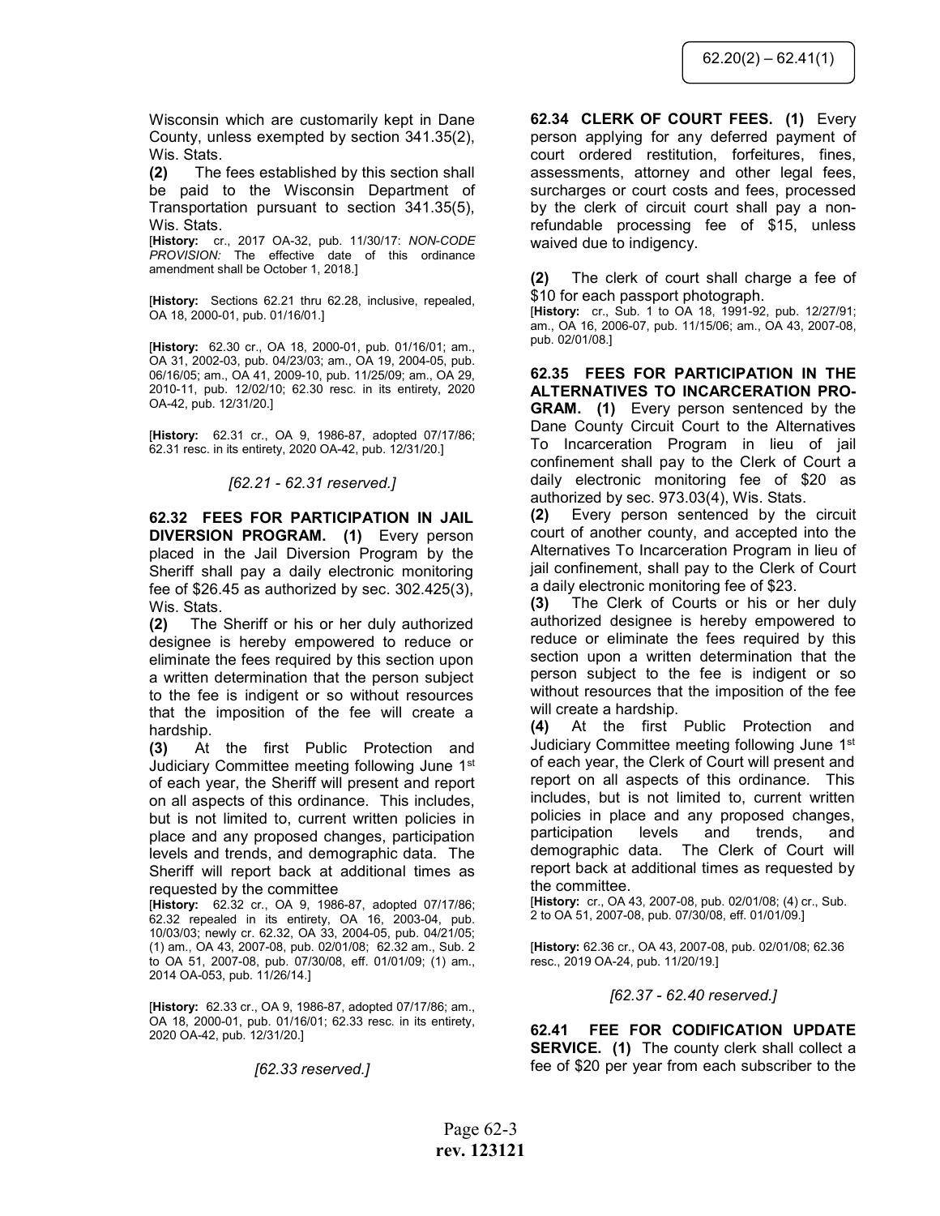Wisconsin which are customarily kept in Dane County, unless exempted by section 341.35(2), Wis. Stats.

**(2)** The fees established by this section shall be paid to the Wisconsin Department of Transportation pursuant to section 341.35(5), Wis. Stats.

[**History:** cr., 2017 OA-32, pub. 11/30/17: *NON-CODE PROVISION:* The effective date of this ordinance amendment shall be October 1, 2018.]

[**History:** Sections 62.21 thru 62.28, inclusive, repealed, OA 18, 2000-01, pub. 01/16/01.]

[**History:** 62.30 cr., OA 18, 2000-01, pub. 01/16/01; am., OA 31, 2002-03, pub. 04/23/03; am., OA 19, 2004-05, pub. 06/16/05; am., OA 41, 2009-10, pub. 11/25/09; am., OA 29, 2010-11, pub. 12/02/10; 62.30 resc. in its entirety, 2020 OA-42, pub. 12/31/20.]

[**History:** 62.31 cr., OA 9, 1986-87, adopted 07/17/86; 62.31 resc. in its entirety, 2020 OA-42, pub. 12/31/20.]

*[62.21 - 62.31 reserved.]*

**62.32 FEES FOR PARTICIPATION IN JAIL DIVERSION PROGRAM. (1)** Every person placed in the Jail Diversion Program by the Sheriff shall pay a daily electronic monitoring fee of $26.45 as authorized by sec. 302.425(3), Wis. Stats.

**(2)** The Sheriff or his or her duly authorized designee is hereby empowered to reduce or eliminate the fees required by this section upon a written determination that the person subject to the fee is indigent or so without resources that the imposition of the fee will create a hardship.

**(3)** At the first Public Protection and Judiciary Committee meeting following June 1st of each year, the Sheriff will present and report on all aspects of this ordinance. This includes, but is not limited to, current written policies in place and any proposed changes, participation levels and trends, and demographic data. The Sheriff will report back at additional times as requested by the committee

[**History:** 62.32 cr., OA 9, 1986-87, adopted 07/17/86; 62.32 repealed in its entirety, OA 16, 2003-04, pub. 10/03/03; newly cr. 62.32, OA 33, 2004-05, pub. 04/21/05; (1) am., OA 43, 2007-08, pub. 02/01/08; 62.32 am., Sub. 2 to OA 51, 2007-08, pub. 07/30/08, eff. 01/01/09; (1) am., 2014 OA-053, pub. 11/26/14.]

[**History:** 62.33 cr., OA 9, 1986-87, adopted 07/17/86; am., OA 18, 2000-01, pub. 01/16/01; 62.33 resc. in its entirety, 2020 OA-42, pub. 12/31/20.]

*[62.33 reserved.]*

**62.34 CLERK OF COURT FEES. (1)** Every person applying for any deferred payment of court ordered restitution, forfeitures, fines, assessments, attorney and other legal fees, surcharges or court costs and fees, processed by the clerk of circuit court shall pay a non-refundable processing fee of $15, unless waived due to indigency.

**(2)** The clerk of court shall charge a fee of $10 for each passport photograph.

[**History:** cr., Sub. 1 to OA 18, 1991-92, pub. 12/27/91; am., OA 16, 2006-07, pub. 11/15/06; am., OA 43, 2007-08, pub. 02/01/08.]

**62.35 FEES FOR PARTICIPATION IN THE ALTERNATIVES TO INCARCERATION PROGRAM. (1)** Every person sentenced by the Dane County Circuit Court to the Alternatives To Incarceration Program in lieu of jail confinement shall pay to the Clerk of Court a daily electronic monitoring fee of $20 as authorized by sec. 973.03(4), Wis. Stats.

**(2)** Every person sentenced by the circuit court of another county, and accepted into the Alternatives To Incarceration Program in lieu of jail confinement, shall pay to the Clerk of Court a daily electronic monitoring fee of $23.

**(3)** The Clerk of Courts or his or her duly authorized designee is hereby empowered to reduce or eliminate the fees required by this section upon a written determination that the person subject to the fee is indigent or so without resources that the imposition of the fee will create a hardship.

**(4)** At the first Public Protection and Judiciary Committee meeting following June 1st of each year, the Clerk of Court will present and report on all aspects of this ordinance. This includes, but is not limited to, current written policies in place and any proposed changes, participation levels and trends, and demographic data. The Clerk of Court will report back at additional times as requested by the committee.

[**History:** cr., OA 43, 2007-08, pub. 02/01/08; (4) cr., Sub. 2 to OA 51, 2007-08, pub. 07/30/08, eff. 01/01/09.]

[**History:** 62.36 cr., OA 43, 2007-08, pub. 02/01/08; 62.36 resc., 2019 OA-24, pub. 11/20/19.]

*[62.37 - 62.40 reserved.]*

**62.41 FEE FOR CODIFICATION UPDATE SERVICE. (1)** The county clerk shall collect a fee of $20 per year from each subscriber to the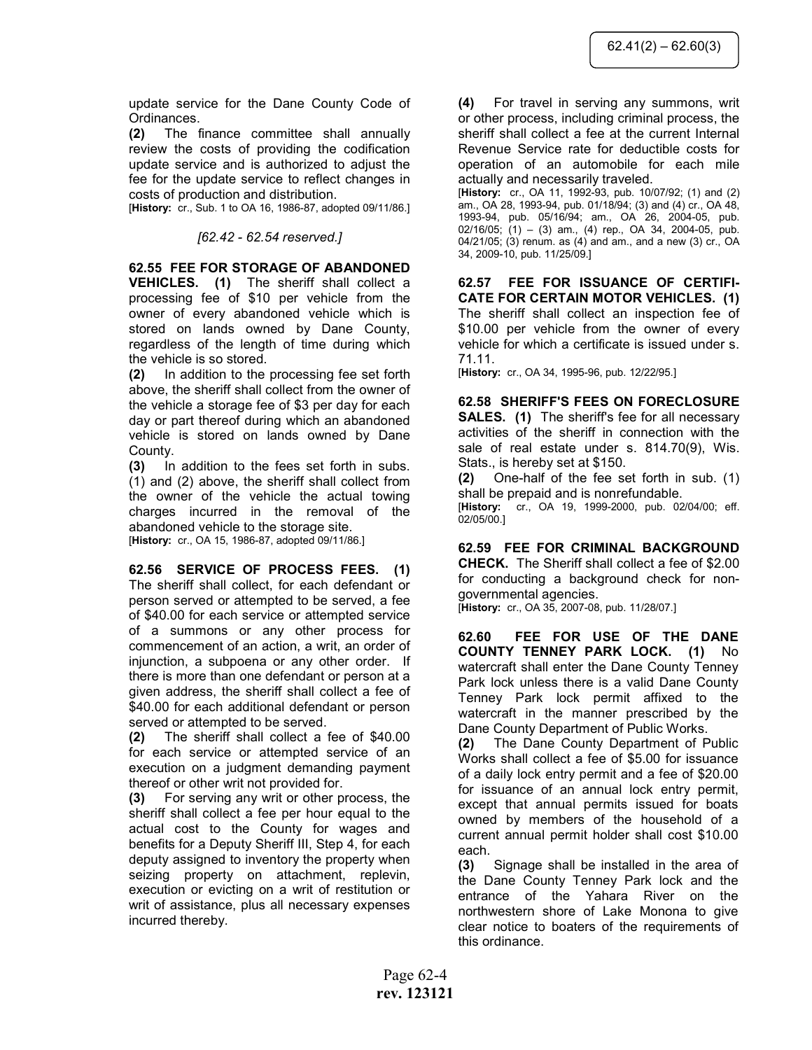update service for the Dane County Code of Ordinances.

**(2)** The finance committee shall annually review the costs of providing the codification update service and is authorized to adjust the fee for the update service to reflect changes in costs of production and distribution.

[**History:** cr., Sub. 1 to OA 16, 1986-87, adopted 09/11/86.]

*[62.42 - 62.54 reserved.]*

**62.55 FEE FOR STORAGE OF ABANDONED VEHICLES. (1)** The sheriff shall collect a processing fee of $10 per vehicle from the owner of every abandoned vehicle which is stored on lands owned by Dane County, regardless of the length of time during which the vehicle is so stored.

**(2)** In addition to the processing fee set forth above, the sheriff shall collect from the owner of the vehicle a storage fee of $3 per day for each day or part thereof during which an abandoned vehicle is stored on lands owned by Dane County.

**(3)** In addition to the fees set forth in subs. (1) and (2) above, the sheriff shall collect from the owner of the vehicle the actual towing charges incurred in the removal of the abandoned vehicle to the storage site.

[**History:** cr., OA 15, 1986-87, adopted 09/11/86.]

**62.56 SERVICE OF PROCESS FEES. (1)** The sheriff shall collect, for each defendant or person served or attempted to be served, a fee of $40.00 for each service or attempted service of a summons or any other process for commencement of an action, a writ, an order of injunction, a subpoena or any other order. If there is more than one defendant or person at a given address, the sheriff shall collect a fee of $40.00 for each additional defendant or person served or attempted to be served.

**(2)** The sheriff shall collect a fee of $40.00 for each service or attempted service of an execution on a judgment demanding payment thereof or other writ not provided for.

**(3)** For serving any writ or other process, the sheriff shall collect a fee per hour equal to the actual cost to the County for wages and benefits for a Deputy Sheriff III, Step 4, for each deputy assigned to inventory the property when seizing property on attachment, replevin, execution or evicting on a writ of restitution or writ of assistance, plus all necessary expenses incurred thereby.

**(4)** For travel in serving any summons, writ or other process, including criminal process, the sheriff shall collect a fee at the current Internal Revenue Service rate for deductible costs for operation of an automobile for each mile actually and necessarily traveled.

[**History:** cr., OA 11, 1992-93, pub. 10/07/92; (1) and (2) am., OA 28, 1993-94, pub. 01/18/94; (3) and (4) cr., OA 48, 1993-94, pub. 05/16/94; am., OA 26, 2004-05, pub. 02/16/05; (1) – (3) am., (4) rep., OA 34, 2004-05, pub. 04/21/05; (3) renum. as (4) and am., and a new (3) cr., OA 34, 2009-10, pub. 11/25/09.]

**62.57 FEE FOR ISSUANCE OF CERTIFICATE FOR CERTAIN MOTOR VEHICLES. (1)** The sheriff shall collect an inspection fee of $10.00 per vehicle from the owner of every vehicle for which a certificate is issued under s. 71.11.

[**History:** cr., OA 34, 1995-96, pub. 12/22/95.]

**62.58 SHERIFF'S FEES ON FORECLOSURE SALES. (1)** The sheriff's fee for all necessary activities of the sheriff in connection with the sale of real estate under s. 814.70(9), Wis. Stats., is hereby set at $150.

**(2)** One-half of the fee set forth in sub. (1) shall be prepaid and is nonrefundable.

[**History:** cr., OA 19, 1999-2000, pub. 02/04/00; eff. 02/05/00.]

**62.59 FEE FOR CRIMINAL BACKGROUND CHECK.** The Sheriff shall collect a fee of $2.00 for conducting a background check for non-governmental agencies.

[**History:** cr., OA 35, 2007-08, pub. 11/28/07.]

**62.60 FEE FOR USE OF THE DANE COUNTY TENNEY PARK LOCK. (1)** No watercraft shall enter the Dane County Tenney Park lock unless there is a valid Dane County Tenney Park lock permit affixed to the watercraft in the manner prescribed by the Dane County Department of Public Works.

**(2)** The Dane County Department of Public Works shall collect a fee of $5.00 for issuance of a daily lock entry permit and a fee of $20.00 for issuance of an annual lock entry permit, except that annual permits issued for boats owned by members of the household of a current annual permit holder shall cost $10.00 each.

**(3)** Signage shall be installed in the area of the Dane County Tenney Park lock and the entrance of the Yahara River on the northwestern shore of Lake Monona to give clear notice to boaters of the requirements of this ordinance.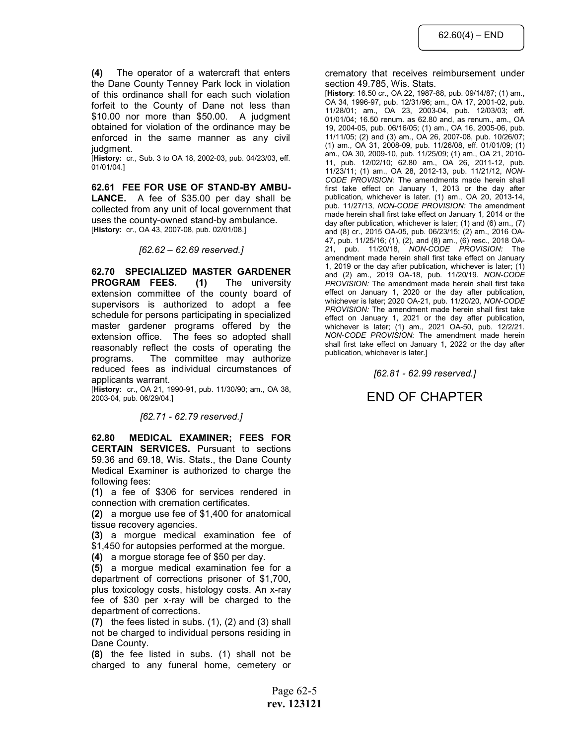**(4)** The operator of a watercraft that enters the Dane County Tenney Park lock in violation of this ordinance shall for each such violation forfeit to the County of Dane not less than $10.00 nor more than $50.00. A judgment obtained for violation of the ordinance may be enforced in the same manner as any civil judgment.

[**History:** cr., Sub. 3 to OA 18, 2002-03, pub. 04/23/03, eff. 01/01/04.]

**62.61 FEE FOR USE OF STAND-BY AMBULANCE.** A fee of $35.00 per day shall be collected from any unit of local government that uses the county-owned stand-by ambulance.

[**History:** cr., OA 43, 2007-08, pub. 02/01/08.]

*[62.62 – 62.69 reserved.]*

**62.70 SPECIALIZED MASTER GARDENER PROGRAM FEES. (1)** The university extension committee of the county board of supervisors is authorized to adopt a fee schedule for persons participating in specialized master gardener programs offered by the extension office. The fees so adopted shall reasonably reflect the costs of operating the programs. The committee may authorize reduced fees as individual circumstances of applicants warrant.

[**History:** cr., OA 21, 1990-91, pub. 11/30/90; am., OA 38, 2003-04, pub. 06/29/04.]

*[62.71 - 62.79 reserved.]*

**62.80 MEDICAL EXAMINER; FEES FOR CERTAIN SERVICES.** Pursuant to sections 59.36 and 69.18, Wis. Stats., the Dane County Medical Examiner is authorized to charge the following fees:

**(1)** a fee of $306 for services rendered in connection with cremation certificates.

**(2)** a morgue use fee of $1,400 for anatomical tissue recovery agencies.

**(3)** a morgue medical examination fee of $1,450 for autopsies performed at the morgue.

**(4)** a morgue storage fee of $50 per day.

**(5)** a morgue medical examination fee for a department of corrections prisoner of $1,700, plus toxicology costs, histology costs. An x-ray fee of $30 per x-ray will be charged to the department of corrections.

**(7)** the fees listed in subs. (1), (2) and (3) shall not be charged to individual persons residing in Dane County.

**(8)** the fee listed in subs. (1) shall not be charged to any funeral home, cemetery or crematory that receives reimbursement under section 49.785, Wis. Stats.

[**History**: 16.50 cr., OA 22, 1987-88, pub. 09/14/87; (1) am., OA 34, 1996-97, pub. 12/31/96; am., OA 17, 2001-02, pub. 11/28/01; am., OA 23, 2003-04, pub. 12/03/03; eff. 01/01/04; 16.50 renum. as 62.80 and, as renum., am., OA 19, 2004-05, pub. 06/16/05; (1) am., OA 16, 2005-06, pub. 11/11/05; (2) and (3) am., OA 26, 2007-08, pub. 10/26/07; (1) am., OA 31, 2008-09, pub. 11/26/08, eff. 01/01/09; (1) am., OA 30, 2009-10, pub. 11/25/09; (1) am., OA 21, 2010-11, pub. 12/02/10; 62.80 am., OA 26, 2011-12, pub. 11/23/11; (1) am., OA 28, 2012-13, pub. 11/21/12, *NON-CODE PROVISION:* The amendments made herein shall first take effect on January 1, 2013 or the day after publication, whichever is later. (1) am., OA 20, 2013-14, pub. 11/27/13, *NON-CODE PROVISION:* The amendment made herein shall first take effect on January 1, 2014 or the day after publication, whichever is later; (1) and (6) am., (7) and (8) cr., 2015 OA-05, pub. 06/23/15; (2) am., 2016 OA-47, pub. 11/25/16; (1), (2), and (8) am., (6) resc., 2018 OA-21, pub. 11/20/18, *NON-CODE PROVISION:* The amendment made herein shall first take effect on January 1, 2019 or the day after publication, whichever is later; (1) and (2) am., 2019 OA-18, pub. 11/20/19. *NON-CODE PROVISION:* The amendment made herein shall first take effect on January 1, 2020 or the day after publication, whichever is later; 2020 OA-21, pub. 11/20/20, *NON-CODE PROVISION:* The amendment made herein shall first take effect on January 1, 2021 or the day after publication, whichever is later; (1) am., 2021 OA-50, pub. 12/2/21. *NON-CODE PROVISION:* The amendment made herein shall first take effect on January 1, 2022 or the day after publication, whichever is later.]

*[62.81 - 62.99 reserved.]*

# END OF CHAPTER